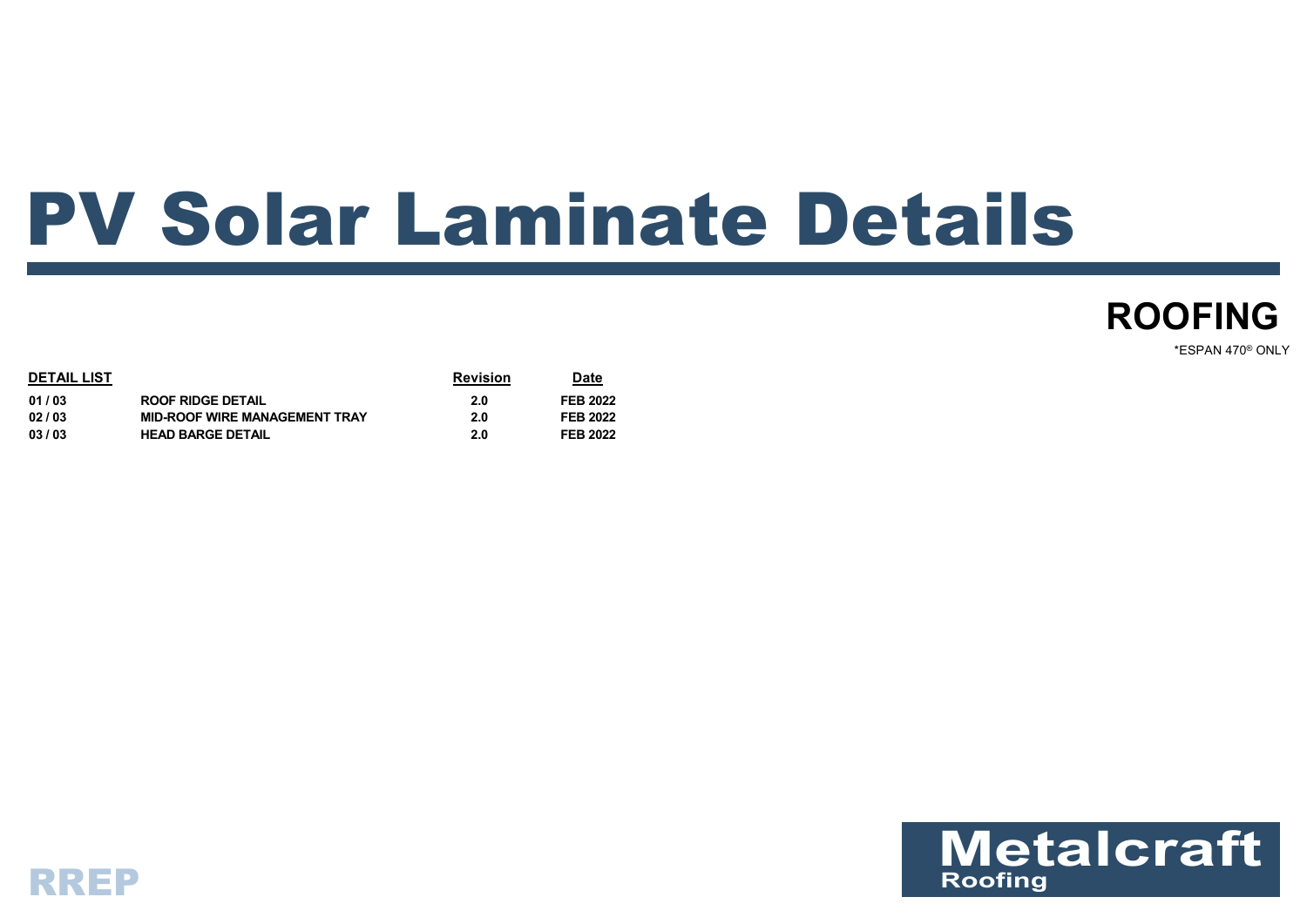# PV Solar Laminate Details

## ROOFING

*ESPAN 470® ONLY

| DETAIL LIST | | Revision | Date |
|---|---|---|---|
| 01 / 03 | ROOF RIDGE DETAIL | 2.0 | FEB 2022 |
| 02 / 03 | MID-ROOF WIRE MANAGEMENT TRAY | 2.0 | FEB 2022 |
| 03 / 03 | HEAD BARGE DETAIL | 2.0 | FEB 2022 |

RREP

Metalcraft Roofing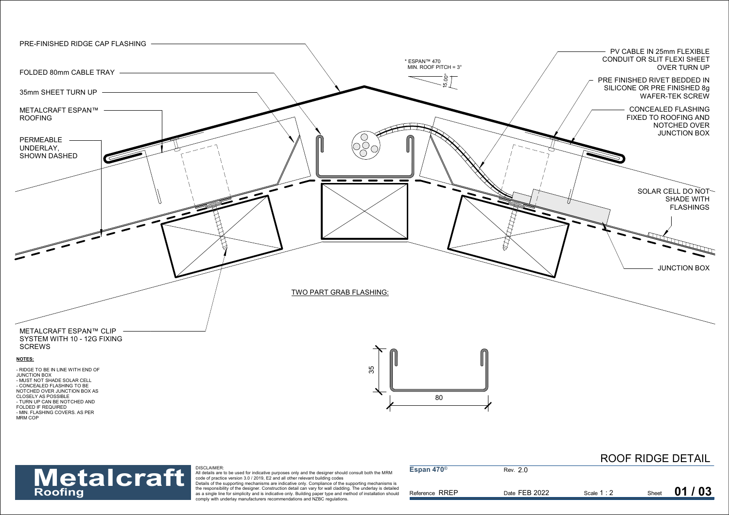PRE-FINISHED RIDGE CAP FLASHING

FOLDED 80mm CABLE TRAY

35mm SHEET TURN UP

METALCRAFT ESPAN™ ROOFING

PERMEABLE UNDERLAY, SHOWN DASHED

\* ESPAN™ 470
MIN. ROOF PITCH = 3°

15.00°

PV CABLE IN 25mm FLEXIBLE CONDUIT OR SLIT FLEXI SHEET OVER TURN UP

PRE FINISHED RIVET BEDDED IN SILICONE OR PRE FINISHED 8g WAFER-TEK SCREW

CONCEALED FLASHING FIXED TO ROOFING AND NOTCHED OVER JUNCTION BOX

SOLAR CELL DO NOT SHADE WITH FLASHINGS

JUNCTION BOX

TWO PART GRAB FLASHING:

METALCRAFT ESPAN™ CLIP SYSTEM WITH 10 - 12G FIXING SCREWS

35

80

**NOTES:**

- RIDGE TO BE IN LINE WITH END OF JUNCTION BOX
- MUST NOT SHADE SOLAR CELL
- CONCEALED FLASHING TO BE NOTCHED OVER JUNCTION BOX AS CLOSELY AS POSSIBLE
- TURN UP CAN BE NOTCHED AND FOLDED IF REQUIRED
- MIN. FLASHING COVERS. AS PER MRM COP

**Metalcraft Roofing**

DISCLAIMER:
All details are to be used for indicative purposes only and the designer should consult both the MRM code of practice version 3.0 / 2019, E2 and all other relevant building codes
Details of the supporting mechanisms are indicative only. Compliance of the supporting mechanisms is the responsibility of the designer. Construction detail can vary for wall cladding. The underlay is detailed as a single line for simplicity and is indicative only. Building paper type and method of installation should comply with underlay manufacturers recommendations and NZBC regulations.

## ROOF RIDGE DETAIL

| **Espan 470®** | Rev. 2.0 | | |
|---|---|---|---|
| Reference RREP | Date FEB 2022 | Scale 1 : 2 | Sheet **01 / 03** |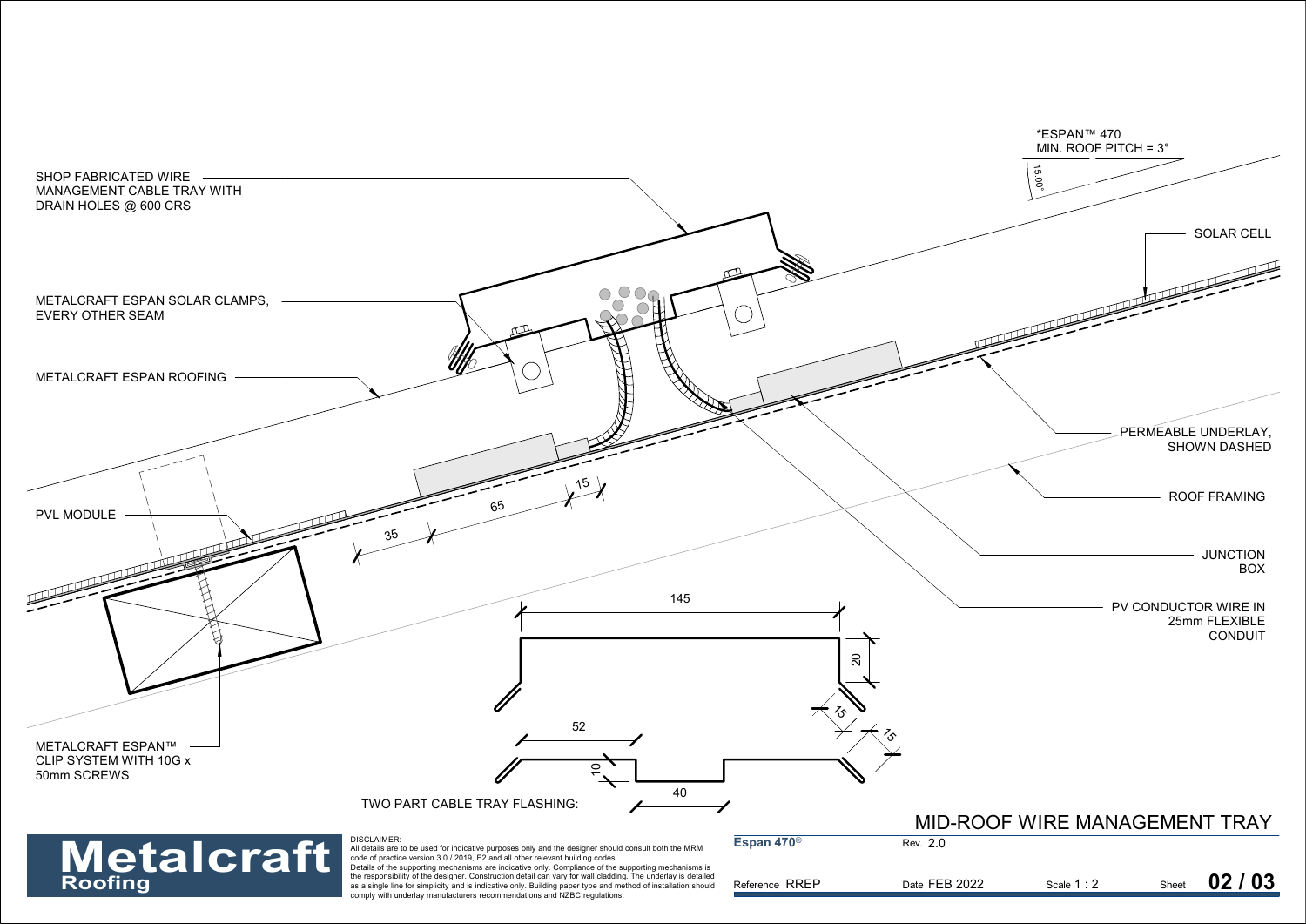# MID-ROOF WIRE MANAGEMENT TRAY

*ESPAN™ 470
MIN. ROOF PITCH = 3°

15.00°

SHOP FABRICATED WIRE MANAGEMENT CABLE TRAY WITH DRAIN HOLES @ 600 CRS

METALCRAFT ESPAN SOLAR CLAMPS, EVERY OTHER SEAM

METALCRAFT ESPAN ROOFING

PVL MODULE

METALCRAFT ESPAN™ CLIP SYSTEM WITH 10G x 50mm SCREWS

SOLAR CELL

PERMEABLE UNDERLAY, SHOWN DASHED

ROOF FRAMING

JUNCTION BOX

PV CONDUCTOR WIRE IN 25mm FLEXIBLE CONDUIT

35 65 15

TWO PART CABLE TRAY FLASHING:

145
20
15
15
52
10
40

DISCLAIMER:
All details are to be used for indicative purposes only and the designer should consult both the MRM code of practice version 3.0 / 2019, E2 and all other relevant building codes
Details of the supporting mechanisms are indicative only. Compliance of the supporting mechanisms is the responsibility of the designer. Construction detail can vary for wall cladding. The underlay is detailed as a single line for simplicity and is indicative only. Building paper type and method of installation should comply with underlay manufacturers recommendations and NZBC regulations.

Metalcraft Roofing

| Espan 470® | Rev. 2.0 | | |
|---|---|---|---|
| Reference RREP | Date FEB 2022 | Scale 1 : 2 | Sheet 02 / 03 |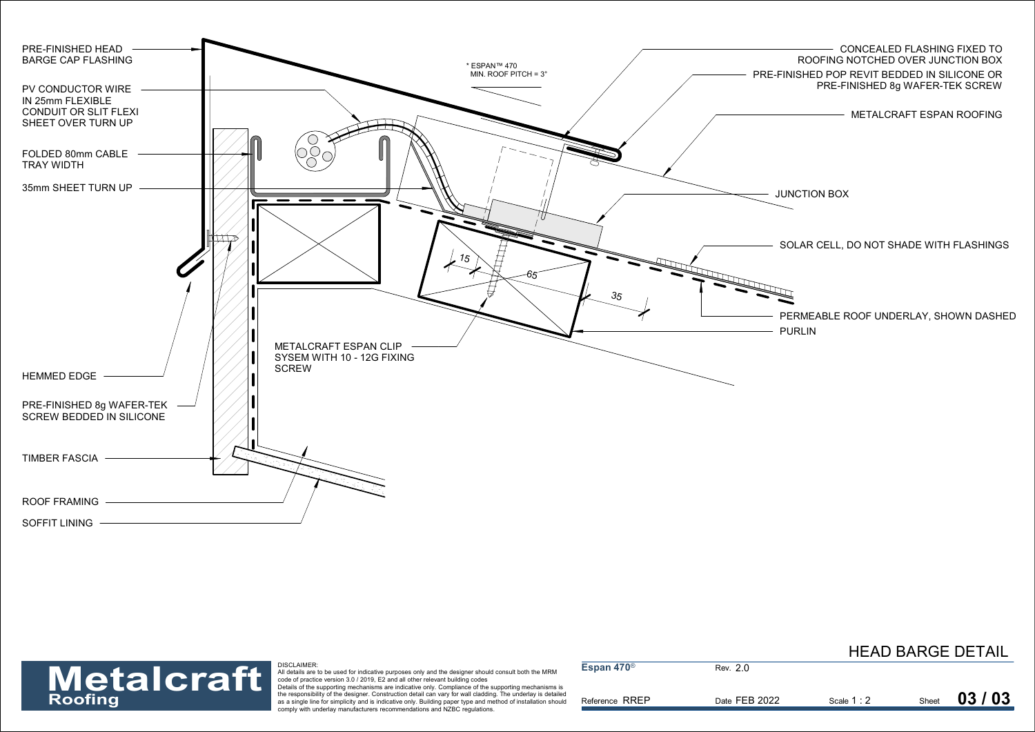PRE-FINISHED HEAD BARGE CAP FLASHING

PV CONDUCTOR WIRE IN 25mm FLEXIBLE CONDUIT OR SLIT FLEXI SHEET OVER TURN UP

FOLDED 80mm CABLE TRAY WIDTH

35mm SHEET TURN UP

HEMMED EDGE

PRE-FINISHED 8g WAFER-TEK SCREW BEDDED IN SILICONE

TIMBER FASCIA

ROOF FRAMING

SOFFIT LINING

* ESPAN™ 470
MIN. ROOF PITCH = 3°

CONCEALED FLASHING FIXED TO ROOFING NOTCHED OVER JUNCTION BOX

PRE-FINISHED POP REVIT BEDDED IN SILICONE OR PRE-FINISHED 8g WAFER-TEK SCREW

METALCRAFT ESPAN ROOFING

JUNCTION BOX

SOLAR CELL, DO NOT SHADE WITH FLASHINGS

PERMEABLE ROOF UNDERLAY, SHOWN DASHED

PURLIN

METALCRAFT ESPAN CLIP SYSEM WITH 10 - 12G FIXING SCREW

15

65

35

## HEAD BARGE DETAIL

**Metalcraft Roofing**

DISCLAIMER:
All details are to be used for indicative purposes only and the designer should consult both the MRM code of practice version 3.0 / 2019, E2 and all other relevant building codes
Details of the supporting mechanisms are indicative only. Compliance of the supporting mechanisms is the responsibility of the designer. Construction detail can vary for wall cladding. The underlay is detailed as a single line for simplicity and is indicative only. Building paper type and method of installation should comply with underlay manufacturers recommendations and NZBC regulations.

| | | | |
|---|---|---|---|
| **Espan 470®** | Rev. 2.0 | | |
| Reference RREP | Date FEB 2022 | Scale 1 : 2 | Sheet **03 / 03** |